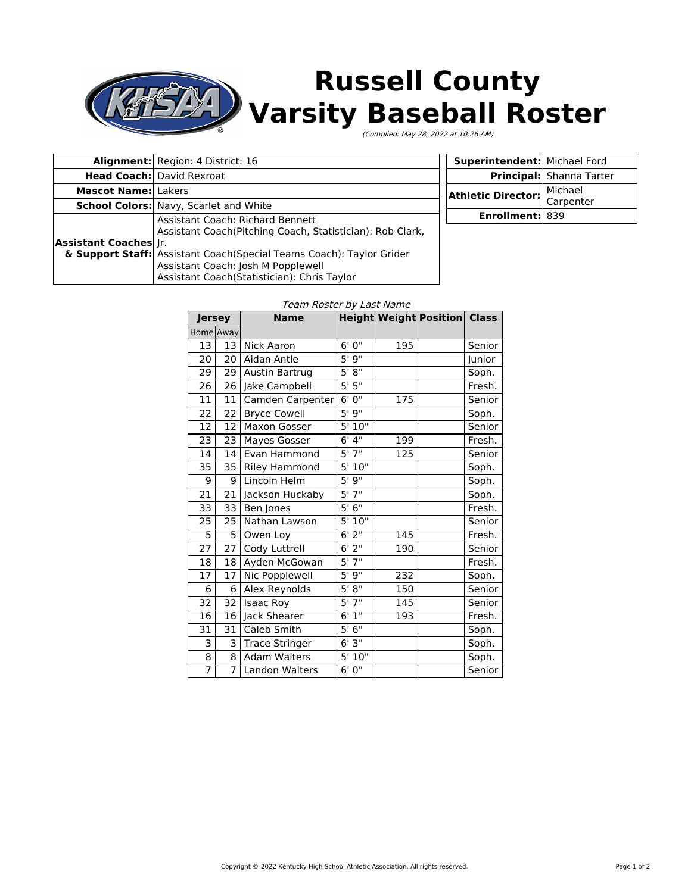# Russell County Varsity Baseball Roster

*(Complied: May 28, 2022 at 10:26 AM)*

| | |
|---|---|
| **Alignment:** | Region: 4 District: 16 |
| **Head Coach:** | David Rexroat |
| **Mascot Name:** | Lakers |
| **School Colors:** | Navy, Scarlet and White |
| **Assistant Coaches & Support Staff:** | Assistant Coach: Richard Bennett<br>Assistant Coach(Pitching Coach, Statistician): Rob Clark, Jr.<br>Assistant Coach(Special Teams Coach): Taylor Grider<br>Assistant Coach: Josh M Popplewell<br>Assistant Coach(Statistician): Chris Taylor |

| | |
|---|---|
| **Superintendent:** | Michael Ford |
| **Principal:** | Shanna Tarter |
| **Athletic Director:** | Michael Carpenter |
| **Enrollment:** | 839 |

*Team Roster by Last Name*

| Jersey | | Name | Height | Weight | Position | Class |
|---|---|---|---|---|---|---|
| Home | Away | | | | | |
| 13 | 13 | Nick Aaron | 6' 0" | 195 | | Senior |
| 20 | 20 | Aidan Antle | 5' 9" | | | Junior |
| 29 | 29 | Austin Bartrug | 5' 8" | | | Soph. |
| 26 | 26 | Jake Campbell | 5' 5" | | | Fresh. |
| 11 | 11 | Camden Carpenter | 6' 0" | 175 | | Senior |
| 22 | 22 | Bryce Cowell | 5' 9" | | | Soph. |
| 12 | 12 | Maxon Gosser | 5' 10" | | | Senior |
| 23 | 23 | Mayes Gosser | 6' 4" | 199 | | Fresh. |
| 14 | 14 | Evan Hammond | 5' 7" | 125 | | Senior |
| 35 | 35 | Riley Hammond | 5' 10" | | | Soph. |
| 9 | 9 | Lincoln Helm | 5' 9" | | | Soph. |
| 21 | 21 | Jackson Huckaby | 5' 7" | | | Soph. |
| 33 | 33 | Ben Jones | 5' 6" | | | Fresh. |
| 25 | 25 | Nathan Lawson | 5' 10" | | | Senior |
| 5 | 5 | Owen Loy | 6' 2" | 145 | | Fresh. |
| 27 | 27 | Cody Luttrell | 6' 2" | 190 | | Senior |
| 18 | 18 | Ayden McGowan | 5' 7" | | | Fresh. |
| 17 | 17 | Nic Popplewell | 5' 9" | 232 | | Soph. |
| 6 | 6 | Alex Reynolds | 5' 8" | 150 | | Senior |
| 32 | 32 | Isaac Roy | 5' 7" | 145 | | Senior |
| 16 | 16 | Jack Shearer | 6' 1" | 193 | | Fresh. |
| 31 | 31 | Caleb Smith | 5' 6" | | | Soph. |
| 3 | 3 | Trace Stringer | 6' 3" | | | Soph. |
| 8 | 8 | Adam Walters | 5' 10" | | | Soph. |
| 7 | 7 | Landon Walters | 6' 0" | | | Senior |

Copyright © 2022 Kentucky High School Athletic Association. All rights reserved.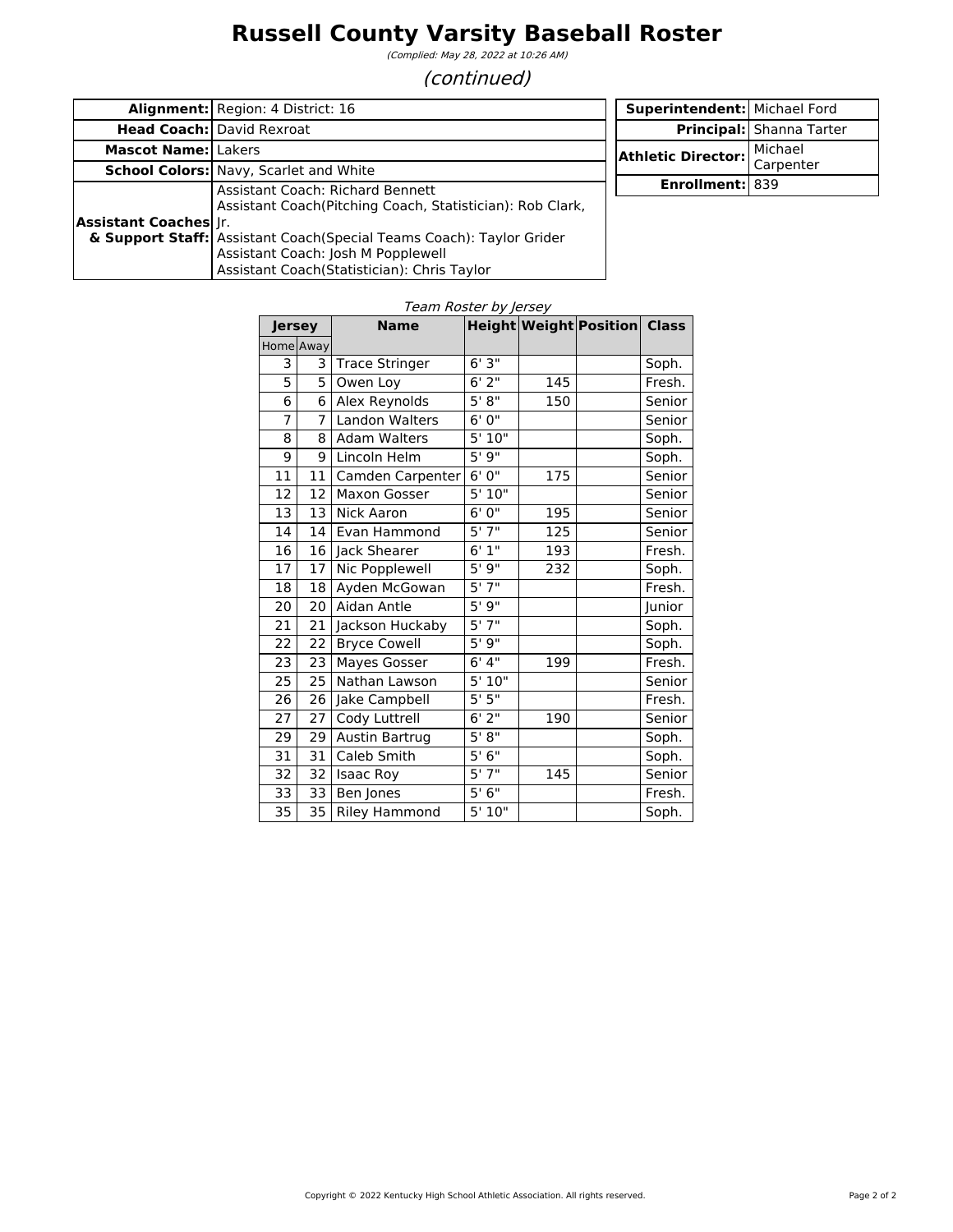# Russell County Varsity Baseball Roster

*(Complied: May 28, 2022 at 10:26 AM)*

*(continued)*

| | |
|---|---|
| **Alignment:** | Region: 4 District: 16 |
| **Head Coach:** | David Rexroat |
| **Mascot Name:** | Lakers |
| **School Colors:** | Navy, Scarlet and White |
| **Assistant Coaches & Support Staff:** | Assistant Coach: Richard Bennett<br>Assistant Coach(Pitching Coach, Statistician): Rob Clark, Jr.<br>Assistant Coach(Special Teams Coach): Taylor Grider<br>Assistant Coach: Josh M Popplewell<br>Assistant Coach(Statistician): Chris Taylor |

| | |
|---|---|
| **Superintendent:** | Michael Ford |
| **Principal:** | Shanna Tarter |
| **Athletic Director:** | Michael Carpenter |
| **Enrollment:** | 839 |

*Team Roster by Jersey*

| Jersey | | Name | Height | Weight | Position | Class |
|---|---|---|---|---|---|---|
| Home | Away | | | | | |
| 3 | 3 | Trace Stringer | 6' 3" | | | Soph. |
| 5 | 5 | Owen Loy | 6' 2" | 145 | | Fresh. |
| 6 | 6 | Alex Reynolds | 5' 8" | 150 | | Senior |
| 7 | 7 | Landon Walters | 6' 0" | | | Senior |
| 8 | 8 | Adam Walters | 5' 10" | | | Soph. |
| 9 | 9 | Lincoln Helm | 5' 9" | | | Soph. |
| 11 | 11 | Camden Carpenter | 6' 0" | 175 | | Senior |
| 12 | 12 | Maxon Gosser | 5' 10" | | | Senior |
| 13 | 13 | Nick Aaron | 6' 0" | 195 | | Senior |
| 14 | 14 | Evan Hammond | 5' 7" | 125 | | Senior |
| 16 | 16 | Jack Shearer | 6' 1" | 193 | | Fresh. |
| 17 | 17 | Nic Popplewell | 5' 9" | 232 | | Soph. |
| 18 | 18 | Ayden McGowan | 5' 7" | | | Fresh. |
| 20 | 20 | Aidan Antle | 5' 9" | | | Junior |
| 21 | 21 | Jackson Huckaby | 5' 7" | | | Soph. |
| 22 | 22 | Bryce Cowell | 5' 9" | | | Soph. |
| 23 | 23 | Mayes Gosser | 6' 4" | 199 | | Fresh. |
| 25 | 25 | Nathan Lawson | 5' 10" | | | Senior |
| 26 | 26 | Jake Campbell | 5' 5" | | | Fresh. |
| 27 | 27 | Cody Luttrell | 6' 2" | 190 | | Senior |
| 29 | 29 | Austin Bartrug | 5' 8" | | | Soph. |
| 31 | 31 | Caleb Smith | 5' 6" | | | Soph. |
| 32 | 32 | Isaac Roy | 5' 7" | 145 | | Senior |
| 33 | 33 | Ben Jones | 5' 6" | | | Fresh. |
| 35 | 35 | Riley Hammond | 5' 10" | | | Soph. |

Copyright © 2022 Kentucky High School Athletic Association. All rights reserved.